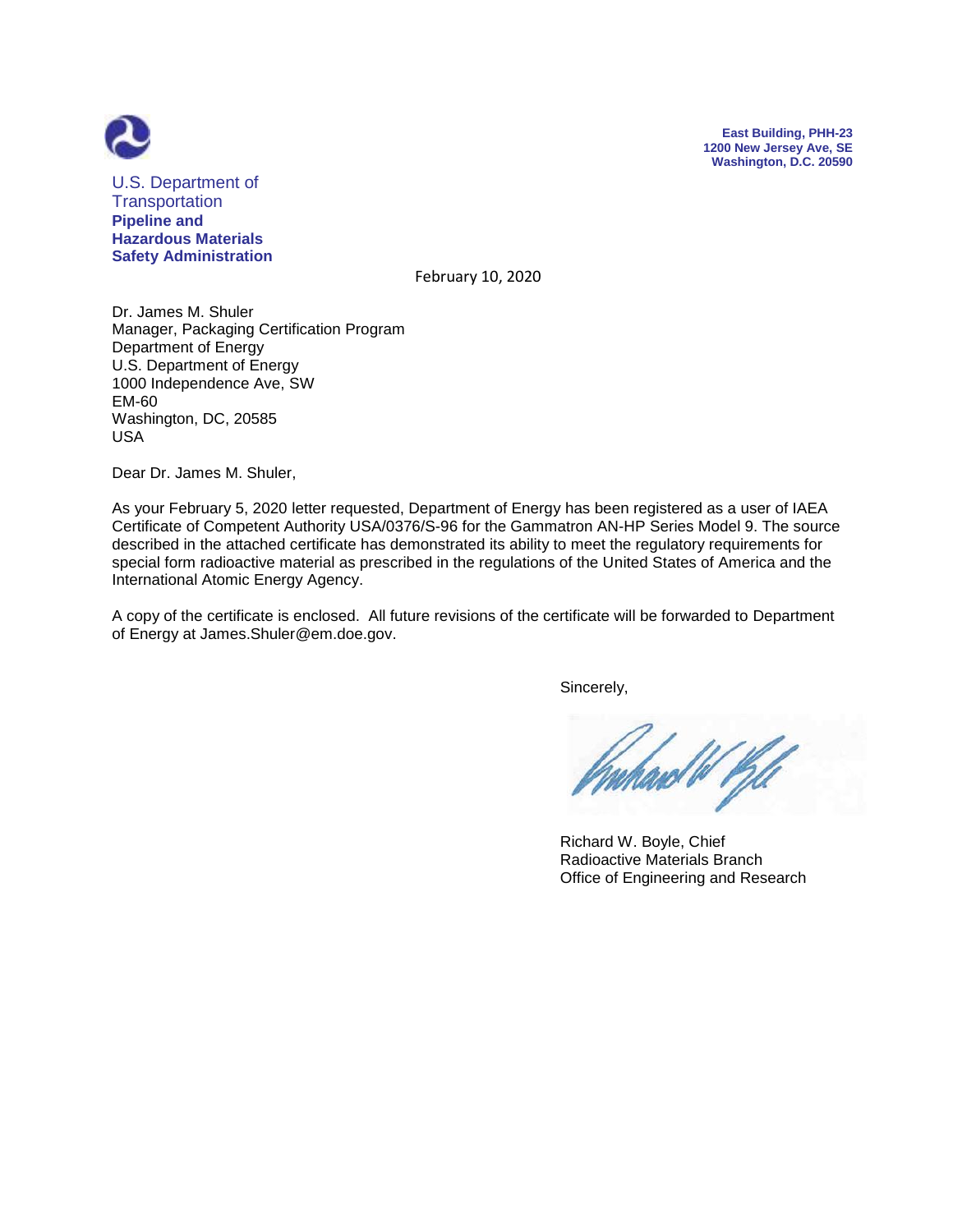U.S. Department of Transportation
**Pipeline and Hazardous Materials Safety Administration**

**East Building, PHH-23**
**1200 New Jersey Ave, SE**
**Washington, D.C. 20590**

February 10, 2020

Dr. James M. Shuler
Manager, Packaging Certification Program
Department of Energy
U.S. Department of Energy
1000 Independence Ave, SW
EM-60
Washington, DC, 20585
USA

Dear Dr. James M. Shuler,

As your February 5, 2020 letter requested, Department of Energy has been registered as a user of IAEA Certificate of Competent Authority USA/0376/S-96 for the Gammatron AN-HP Series Model 9. The source described in the attached certificate has demonstrated its ability to meet the regulatory requirements for special form radioactive material as prescribed in the regulations of the United States of America and the International Atomic Energy Agency.

A copy of the certificate is enclosed. All future revisions of the certificate will be forwarded to Department of Energy at James.Shuler@em.doe.gov.

Sincerely,

Richard W. Boyle, Chief
Radioactive Materials Branch
Office of Engineering and Research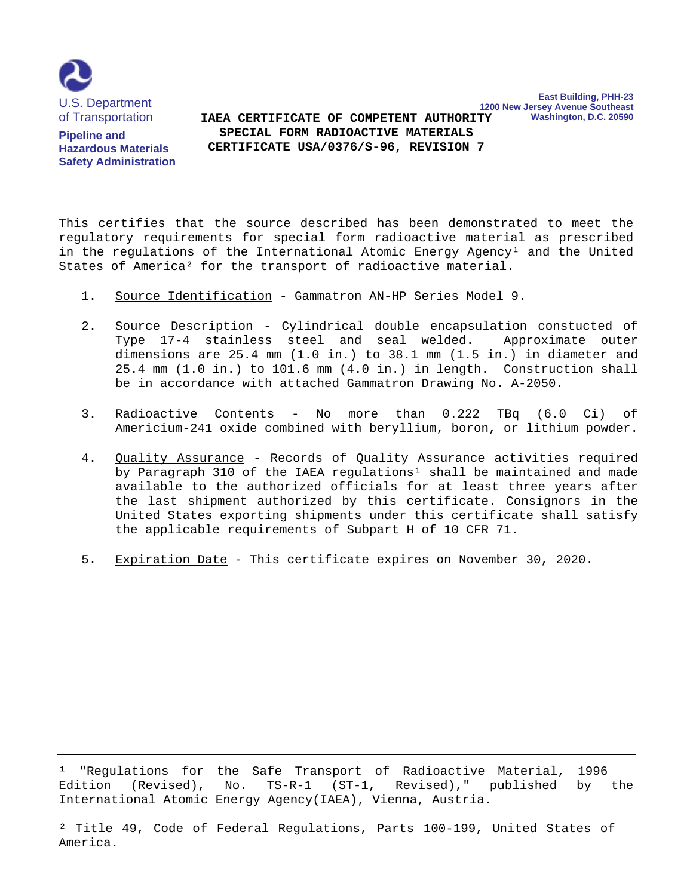U.S. Department of Transportation

**Pipeline and Hazardous Materials Safety Administration**

**East Building, PHH-23**
**1200 New Jersey Avenue Southeast**
**Washington, D.C. 20590**

# IAEA CERTIFICATE OF COMPETENT AUTHORITY
## SPECIAL FORM RADIOACTIVE MATERIALS
## CERTIFICATE USA/0376/S-96, REVISION 7

This certifies that the source described has been demonstrated to meet the regulatory requirements for special form radioactive material as prescribed in the regulations of the International Atomic Energy Agency[1] and the United States of America[2] for the transport of radioactive material.

1. Source Identification - Gammatron AN-HP Series Model 9.

2. Source Description - Cylindrical double encapsulation constucted of Type 17-4 stainless steel and seal welded. Approximate outer dimensions are 25.4 mm (1.0 in.) to 38.1 mm (1.5 in.) in diameter and 25.4 mm (1.0 in.) to 101.6 mm (4.0 in.) in length. Construction shall be in accordance with attached Gammatron Drawing No. A-2050.

3. Radioactive Contents - No more than 0.222 TBq (6.0 Ci) of Americium-241 oxide combined with beryllium, boron, or lithium powder.

4. Quality Assurance - Records of Quality Assurance activities required by Paragraph 310 of the IAEA regulations[1] shall be maintained and made available to the authorized officials for at least three years after the last shipment authorized by this certificate. Consignors in the United States exporting shipments under this certificate shall satisfy the applicable requirements of Subpart H of 10 CFR 71.

5. Expiration Date - This certificate expires on November 30, 2020.

---

[1] "Regulations for the Safe Transport of Radioactive Material, 1996 Edition (Revised), No. TS-R-1 (ST-1, Revised)," published by the International Atomic Energy Agency(IAEA), Vienna, Austria.

[2] Title 49, Code of Federal Regulations, Parts 100-199, United States of America.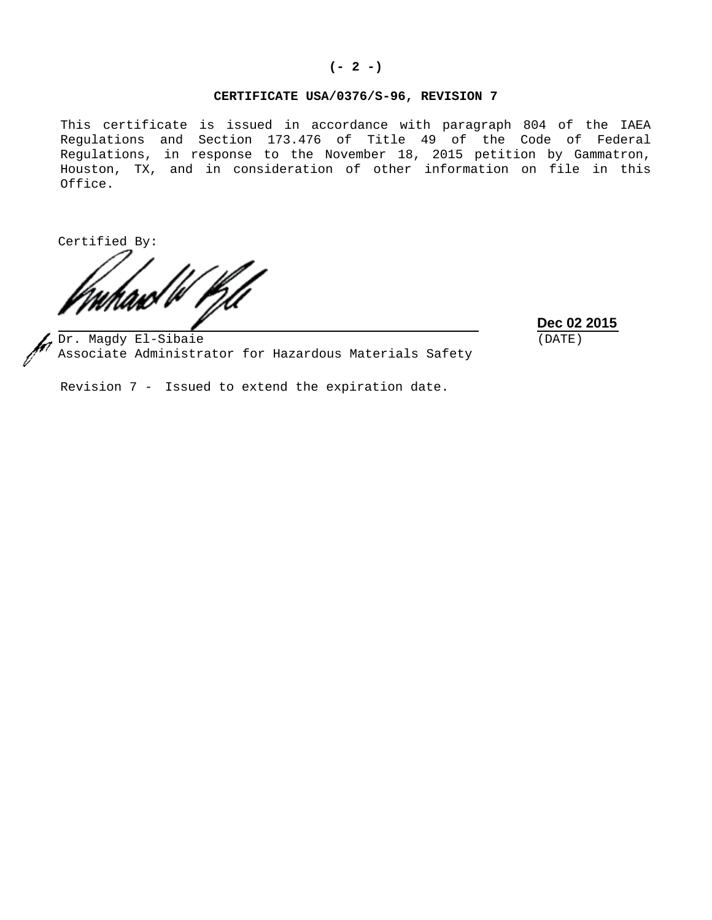**CERTIFICATE USA/0376/S-96, REVISION 7**

This certificate is issued in accordance with paragraph 804 of the IAEA Regulations and Section 173.476 of Title 49 of the Code of Federal Regulations, in response to the November 18, 2015 petition by Gammatron, Houston, TX, and in consideration of other information on file in this Office.

Certified By:

for Dr. Magdy El-Sibaie
Associate Administrator for Hazardous Materials Safety

**Dec 02 2015**
(DATE)

Revision 7 - Issued to extend the expiration date.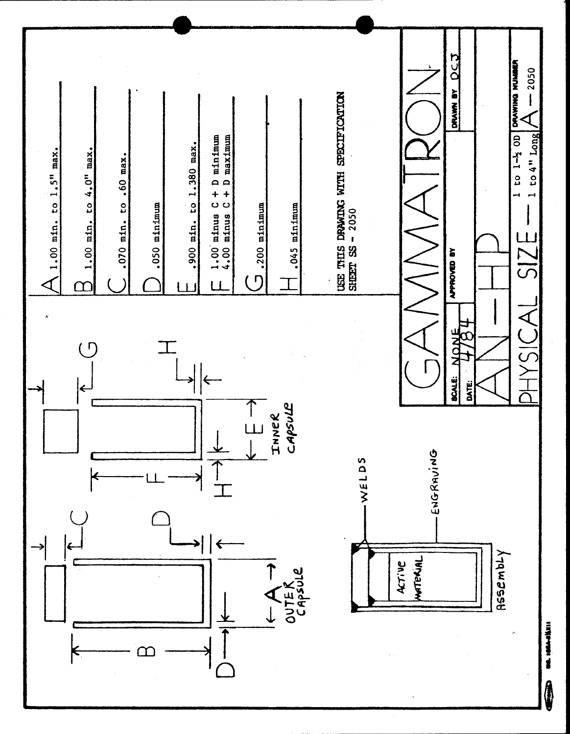A 1.00 min. to 1.5" max.

B 1.00 min. to 4.0" max.

C .070 min. to .60 max.

D .050 minimum

E .900 min. to 1.380 max.

F 1.00 minus C + D minimum
4.00 minus C + D maximum

G .200 minimum

H .045 minimum

USE THIS DRAWING WITH SPECIFICATION SHEET SS - 2050

OUTER CAPSULE

INNER CAPSULE

WELDS

ENGRAVING

ACTIVE MATERIAL

ASSEMBLY

# GAMMATRON

| | | |
|---|---|---|
| SCALE: NONE | APPROVED BY | DRAWN BY DCJ |
| DATE: 4/84 | | |

## AN-HP

PHYSICAL SIZE — 1 to 1-½ OD, 1 to 4" Long

DRAWING NUMBER A — 2050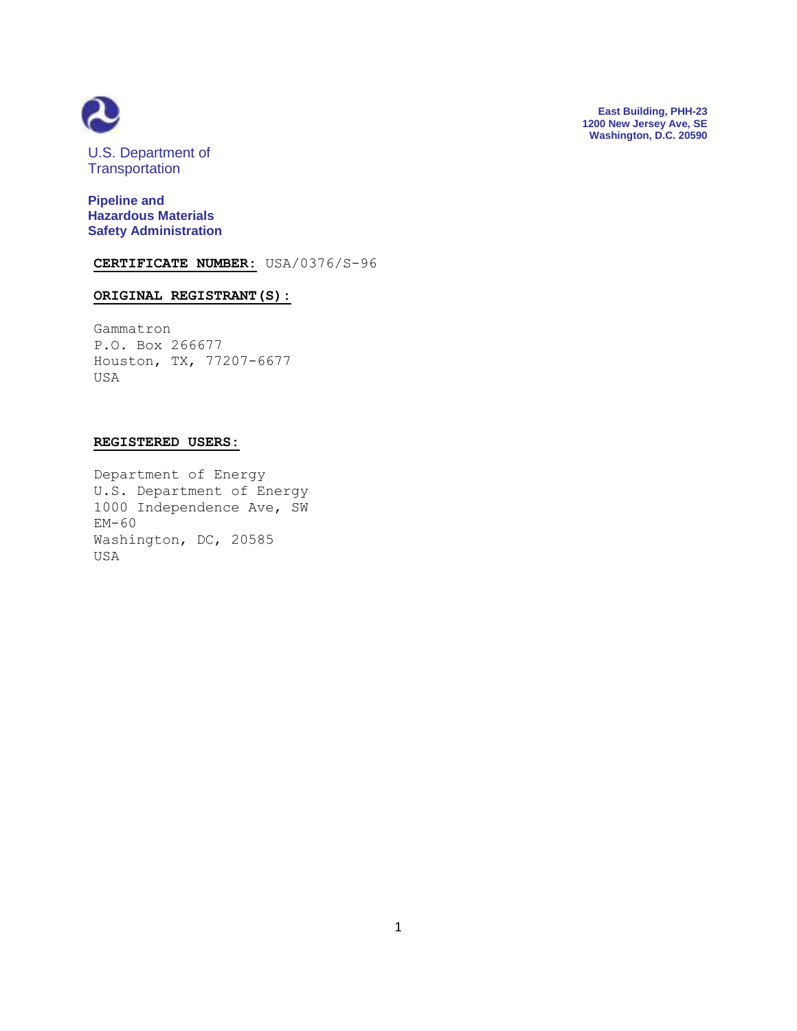U.S. Department of Transportation

**Pipeline and Hazardous Materials Safety Administration**

**East Building, PHH-23**
**1200 New Jersey Ave, SE**
**Washington, D.C. 20590**

**CERTIFICATE NUMBER:** USA/0376/S-96

**ORIGINAL REGISTRANT(S):**

Gammatron
P.O. Box 266677
Houston, TX, 77207-6677
USA

**REGISTERED USERS:**

Department of Energy
U.S. Department of Energy
1000 Independence Ave, SW
EM-60
Washington, DC, 20585
USA